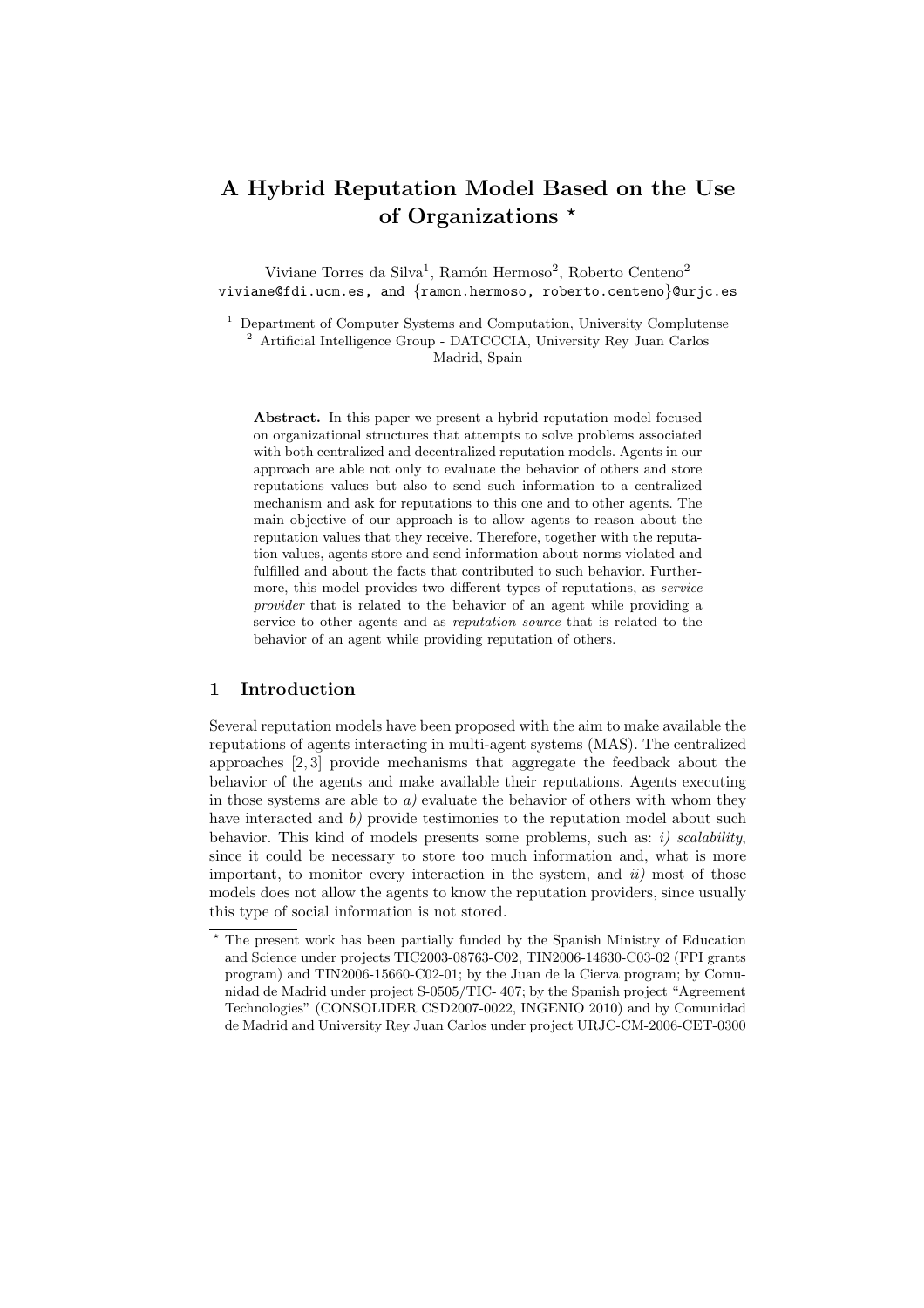# A Hybrid Reputation Model Based on the Use of Organizations *

Viviane Torres da Silva[1], Ramón Hermoso[2], Roberto Centeno[2]
viviane@fdi.ucm.es, and {ramon.hermoso, roberto.centeno}@urjc.es

[1] Department of Computer Systems and Computation, University Complutense
[2] Artificial Intelligence Group - DATCCCIA, University Rey Juan Carlos
Madrid, Spain

**Abstract.** In this paper we present a hybrid reputation model focused on organizational structures that attempts to solve problems associated with both centralized and decentralized reputation models. Agents in our approach are able not only to evaluate the behavior of others and store reputations values but also to send such information to a centralized mechanism and ask for reputations to this one and to other agents. The main objective of our approach is to allow agents to reason about the reputation values that they receive. Therefore, together with the reputation values, agents store and send information about norms violated and fulfilled and about the facts that contributed to such behavior. Furthermore, this model provides two different types of reputations, as *service provider* that is related to the behavior of an agent while providing a service to other agents and as *reputation source* that is related to the behavior of an agent while providing reputation of others.

## 1 Introduction

Several reputation models have been proposed with the aim to make available the reputations of agents interacting in multi-agent systems (MAS). The centralized approaches [2, 3] provide mechanisms that aggregate the feedback about the behavior of the agents and make available their reputations. Agents executing in those systems are able to *a)* evaluate the behavior of others with whom they have interacted and *b)* provide testimonies to the reputation model about such behavior. This kind of models presents some problems, such as: *i) scalability*, since it could be necessary to store too much information and, what is more important, to monitor every interaction in the system, and *ii)* most of those models does not allow the agents to know the reputation providers, since usually this type of social information is not stored.

* The present work has been partially funded by the Spanish Ministry of Education and Science under projects TIC2003-08763-C02, TIN2006-14630-C03-02 (FPI grants program) and TIN2006-15660-C02-01; by the Juan de la Cierva program; by Comunidad de Madrid under project S-0505/TIC- 407; by the Spanish project "Agreement Technologies" (CONSOLIDER CSD2007-0022, INGENIO 2010) and by Comunidad de Madrid and University Rey Juan Carlos under project URJC-CM-2006-CET-0300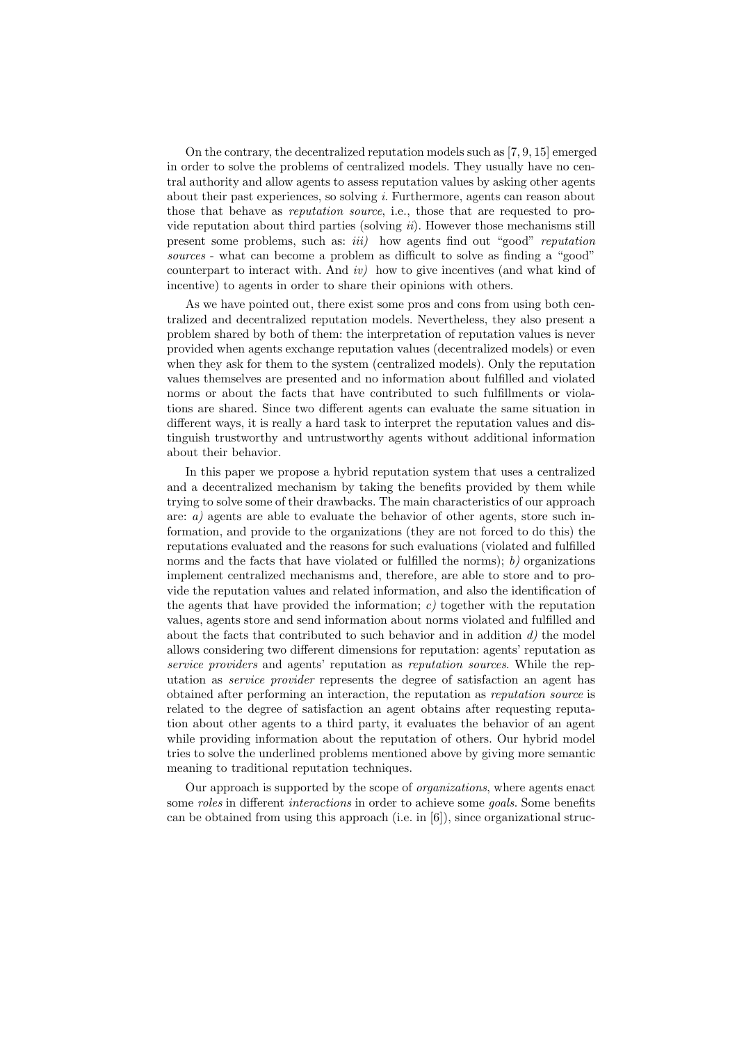On the contrary, the decentralized reputation models such as [7, 9, 15] emerged in order to solve the problems of centralized models. They usually have no central authority and allow agents to assess reputation values by asking other agents about their past experiences, so solving *i*. Furthermore, agents can reason about those that behave as *reputation source*, i.e., those that are requested to provide reputation about third parties (solving *ii*). However those mechanisms still present some problems, such as: *iii)* how agents find out "good" *reputation sources* - what can become a problem as difficult to solve as finding a "good" counterpart to interact with. And *iv)* how to give incentives (and what kind of incentive) to agents in order to share their opinions with others.

As we have pointed out, there exist some pros and cons from using both centralized and decentralized reputation models. Nevertheless, they also present a problem shared by both of them: the interpretation of reputation values is never provided when agents exchange reputation values (decentralized models) or even when they ask for them to the system (centralized models). Only the reputation values themselves are presented and no information about fulfilled and violated norms or about the facts that have contributed to such fulfillments or violations are shared. Since two different agents can evaluate the same situation in different ways, it is really a hard task to interpret the reputation values and distinguish trustworthy and untrustworthy agents without additional information about their behavior.

In this paper we propose a hybrid reputation system that uses a centralized and a decentralized mechanism by taking the benefits provided by them while trying to solve some of their drawbacks. The main characteristics of our approach are: *a)* agents are able to evaluate the behavior of other agents, store such information, and provide to the organizations (they are not forced to do this) the reputations evaluated and the reasons for such evaluations (violated and fulfilled norms and the facts that have violated or fulfilled the norms); *b)* organizations implement centralized mechanisms and, therefore, are able to store and to provide the reputation values and related information, and also the identification of the agents that have provided the information; *c)* together with the reputation values, agents store and send information about norms violated and fulfilled and about the facts that contributed to such behavior and in addition *d)* the model allows considering two different dimensions for reputation: agents' reputation as *service providers* and agents' reputation as *reputation sources*. While the reputation as *service provider* represents the degree of satisfaction an agent has obtained after performing an interaction, the reputation as *reputation source* is related to the degree of satisfaction an agent obtains after requesting reputation about other agents to a third party, it evaluates the behavior of an agent while providing information about the reputation of others. Our hybrid model tries to solve the underlined problems mentioned above by giving more semantic meaning to traditional reputation techniques.

Our approach is supported by the scope of *organizations*, where agents enact some *roles* in different *interactions* in order to achieve some *goals*. Some benefits can be obtained from using this approach (i.e. in [6]), since organizational struc-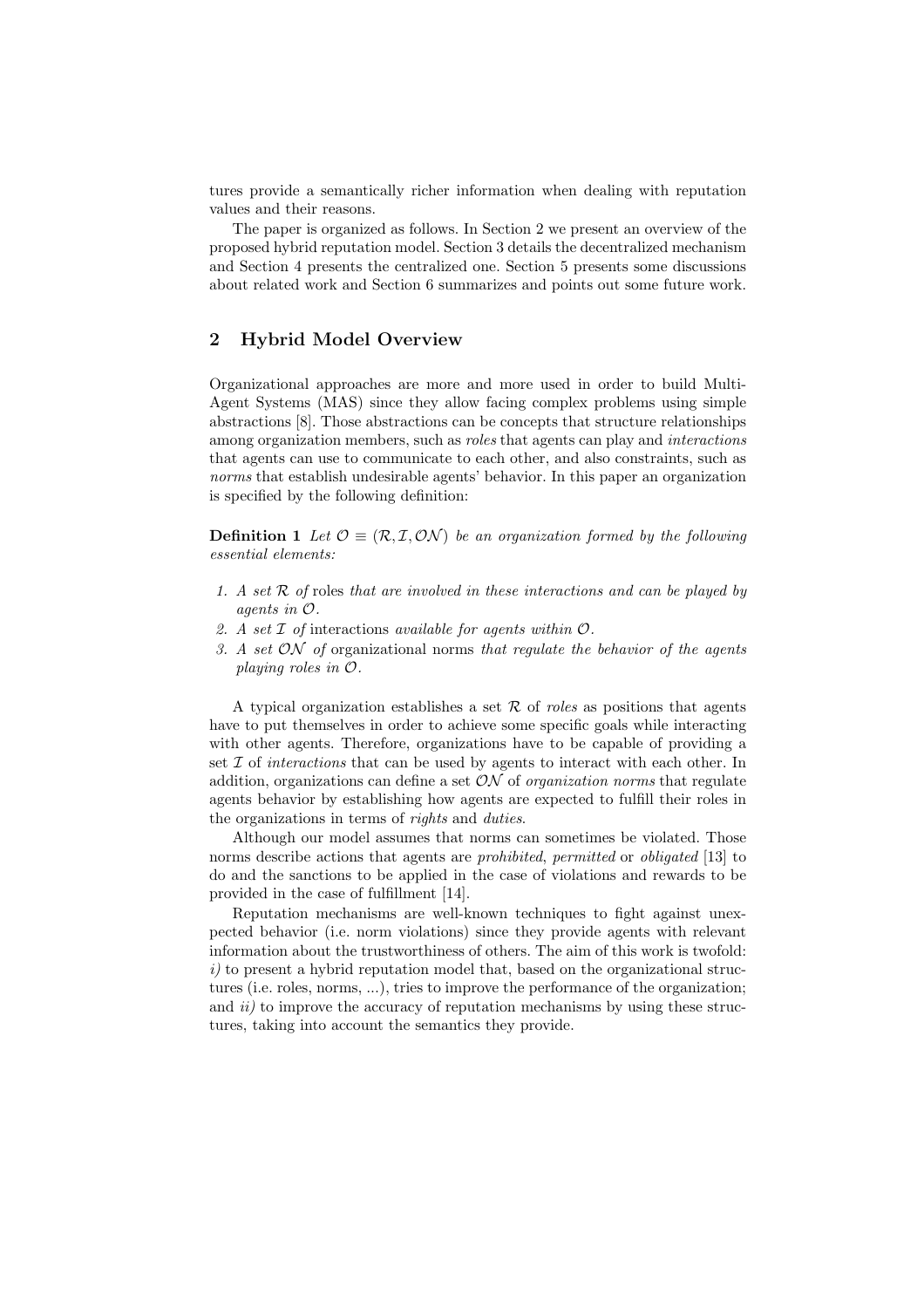tures provide a semantically richer information when dealing with reputation values and their reasons.

The paper is organized as follows. In Section 2 we present an overview of the proposed hybrid reputation model. Section 3 details the decentralized mechanism and Section 4 presents the centralized one. Section 5 presents some discussions about related work and Section 6 summarizes and points out some future work.

## 2 Hybrid Model Overview

Organizational approaches are more and more used in order to build Multi-Agent Systems (MAS) since they allow facing complex problems using simple abstractions [8]. Those abstractions can be concepts that structure relationships among organization members, such as *roles* that agents can play and *interactions* that agents can use to communicate to each other, and also constraints, such as *norms* that establish undesirable agents' behavior. In this paper an organization is specified by the following definition:

**Definition 1** *Let $\mathcal{O} \equiv (\mathcal{R}, \mathcal{I}, \mathcal{ON})$ be an organization formed by the following essential elements:*

1. *A set $\mathcal{R}$ of* roles *that are involved in these interactions and can be played by agents in $\mathcal{O}$.*
2. *A set $\mathcal{I}$ of* interactions *available for agents within $\mathcal{O}$.*
3. *A set $\mathcal{ON}$ of* organizational norms *that regulate the behavior of the agents playing roles in $\mathcal{O}$.*

A typical organization establishes a set $\mathcal{R}$ of *roles* as positions that agents have to put themselves in order to achieve some specific goals while interacting with other agents. Therefore, organizations have to be capable of providing a set $\mathcal{I}$ of *interactions* that can be used by agents to interact with each other. In addition, organizations can define a set $\mathcal{ON}$ of *organization norms* that regulate agents behavior by establishing how agents are expected to fulfill their roles in the organizations in terms of *rights* and *duties*.

Although our model assumes that norms can sometimes be violated. Those norms describe actions that agents are *prohibited*, *permitted* or *obligated* [13] to do and the sanctions to be applied in the case of violations and rewards to be provided in the case of fulfillment [14].

Reputation mechanisms are well-known techniques to fight against unexpected behavior (i.e. norm violations) since they provide agents with relevant information about the trustworthiness of others. The aim of this work is twofold: *i)* to present a hybrid reputation model that, based on the organizational structures (i.e. roles, norms, ...), tries to improve the performance of the organization; and *ii)* to improve the accuracy of reputation mechanisms by using these structures, taking into account the semantics they provide.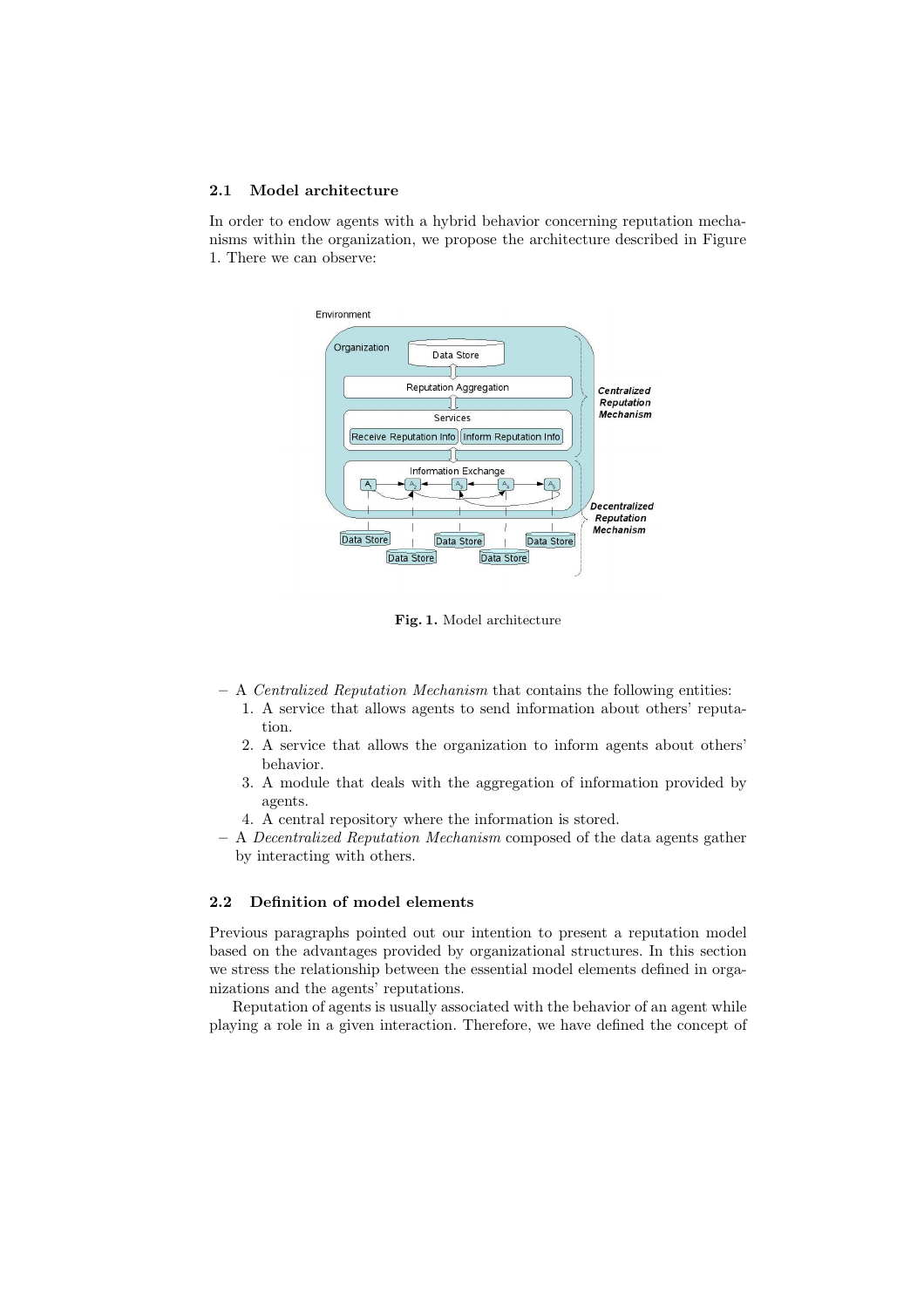### 2.1 Model architecture

In order to endow agents with a hybrid behavior concerning reputation mechanisms within the organization, we propose the architecture described in Figure 1. There we can observe:

**Fig. 1.** Model architecture

- A *Centralized Reputation Mechanism* that contains the following entities:
  1. A service that allows agents to send information about others' reputation.
  2. A service that allows the organization to inform agents about others' behavior.
  3. A module that deals with the aggregation of information provided by agents.
  4. A central repository where the information is stored.
- A *Decentralized Reputation Mechanism* composed of the data agents gather by interacting with others.

### 2.2 Definition of model elements

Previous paragraphs pointed out our intention to present a reputation model based on the advantages provided by organizational structures. In this section we stress the relationship between the essential model elements defined in organizations and the agents' reputations.

Reputation of agents is usually associated with the behavior of an agent while playing a role in a given interaction. Therefore, we have defined the concept of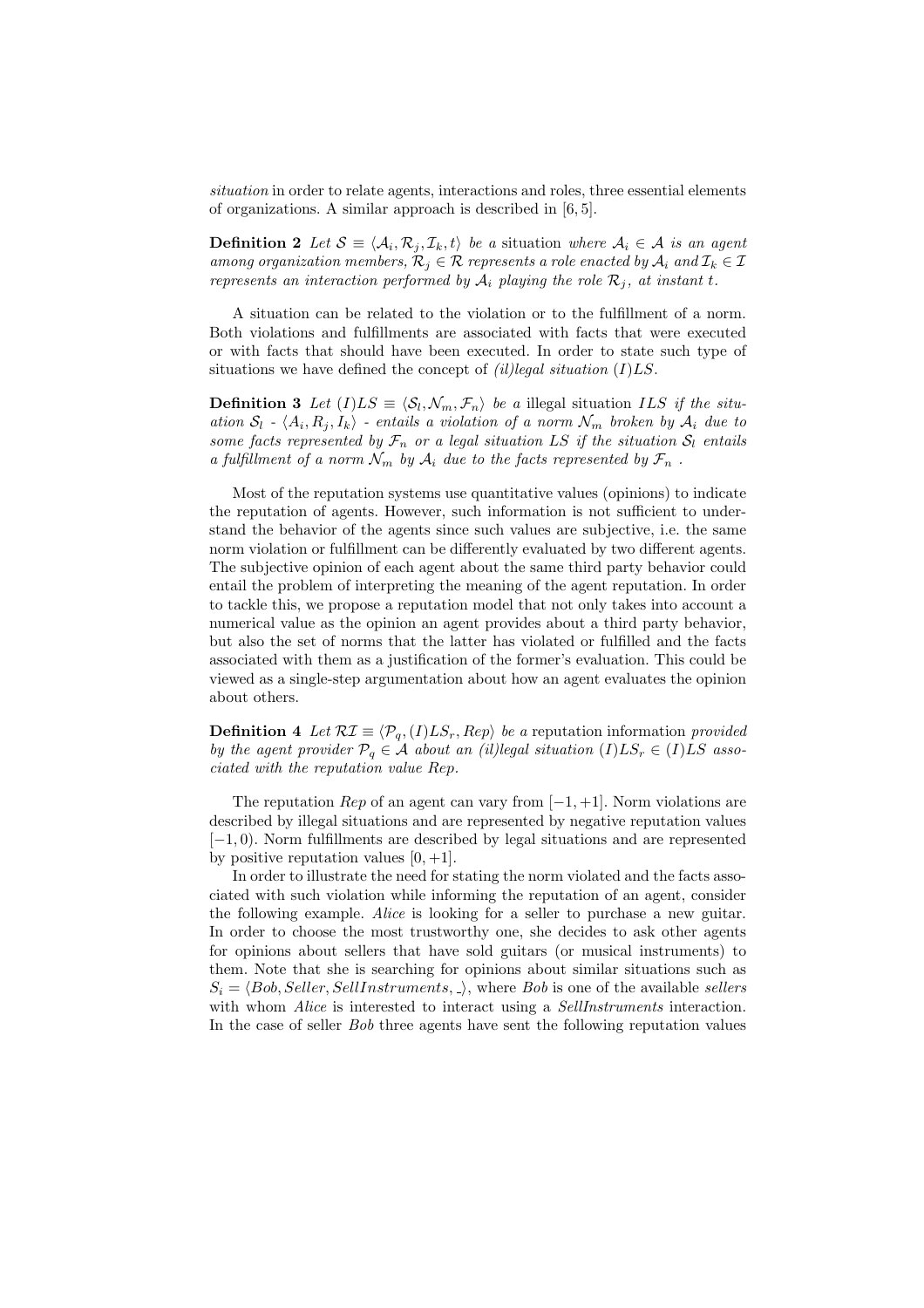*situation* in order to relate agents, interactions and roles, three essential elements of organizations. A similar approach is described in [6, 5].

**Definition 2** *Let $\mathcal{S} \equiv \langle \mathcal{A}_i, \mathcal{R}_j, \mathcal{I}_k, t\rangle$ be a* situation *where $\mathcal{A}_i \in \mathcal{A}$ is an agent among organization members, $\mathcal{R}_j \in \mathcal{R}$ represents a role enacted by $\mathcal{A}_i$ and $\mathcal{I}_k \in \mathcal{I}$ represents an interaction performed by $\mathcal{A}_i$ playing the role $\mathcal{R}_j$, at instant $t$.*

A situation can be related to the violation or to the fulfillment of a norm. Both violations and fulfillments are associated with facts that were executed or with facts that should have been executed. In order to state such type of situations we have defined the concept of *(il)legal situation* $(I)LS$.

**Definition 3** *Let $(I)LS \equiv \langle \mathcal{S}_l, \mathcal{N}_m, \mathcal{F}_n\rangle$ be a* illegal situation *$ILS$ if the situation $\mathcal{S}_l$ - $\langle A_i, R_j, I_k\rangle$ - entails a violation of a norm $\mathcal{N}_m$ broken by $\mathcal{A}_i$ due to some facts represented by $\mathcal{F}_n$ or a legal situation $LS$ if the situation $\mathcal{S}_l$ entails a fulfillment of a norm $\mathcal{N}_m$ by $\mathcal{A}_i$ due to the facts represented by $\mathcal{F}_n$ .*

Most of the reputation systems use quantitative values (opinions) to indicate the reputation of agents. However, such information is not sufficient to understand the behavior of the agents since such values are subjective, i.e. the same norm violation or fulfillment can be differently evaluated by two different agents. The subjective opinion of each agent about the same third party behavior could entail the problem of interpreting the meaning of the agent reputation. In order to tackle this, we propose a reputation model that not only takes into account a numerical value as the opinion an agent provides about a third party behavior, but also the set of norms that the latter has violated or fulfilled and the facts associated with them as a justification of the former's evaluation. This could be viewed as a single-step argumentation about how an agent evaluates the opinion about others.

**Definition 4** *Let $\mathcal{RI} \equiv \langle \mathcal{P}_q, (I)LS_r, Rep\rangle$ be a* reputation information *provided by the agent provider $\mathcal{P}_q \in \mathcal{A}$ about an (il)legal situation $(I)LS_r \in (I)LS$ associated with the reputation value $Rep$.*

The reputation $Rep$ of an agent can vary from $[-1, +1]$. Norm violations are described by illegal situations and are represented by negative reputation values $[-1, 0)$. Norm fulfillments are described by legal situations and are represented by positive reputation values $[0, +1]$.

In order to illustrate the need for stating the norm violated and the facts associated with such violation while informing the reputation of an agent, consider the following example. *Alice* is looking for a seller to purchase a new guitar. In order to choose the most trustworthy one, she decides to ask other agents for opinions about sellers that have sold guitars (or musical instruments) to them. Note that she is searching for opinions about similar situations such as $S_i = \langle Bob, Seller, SellInstruments, \_\rangle$, where *Bob* is one of the available *sellers* with whom *Alice* is interested to interact using a *SellInstruments* interaction. In the case of seller *Bob* three agents have sent the following reputation values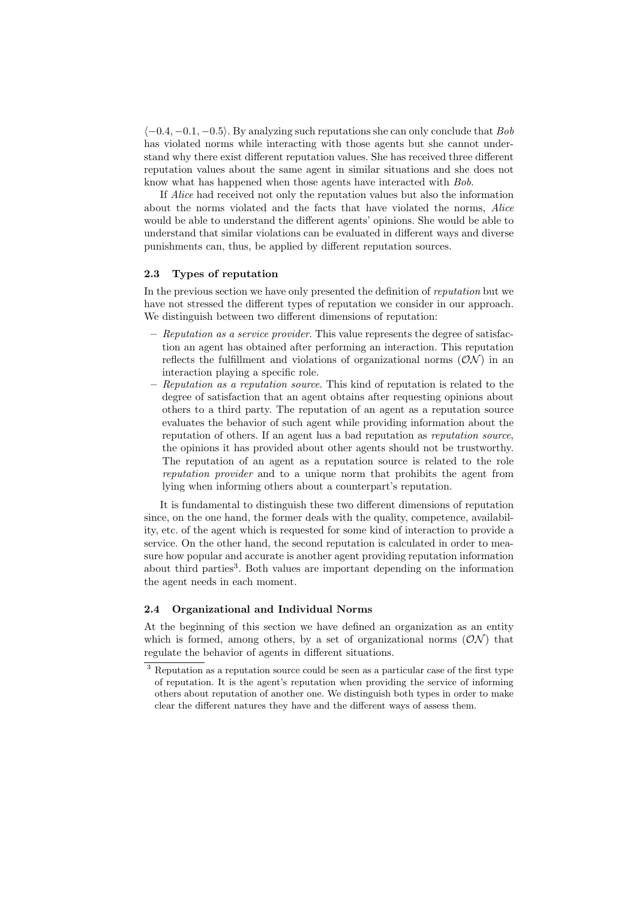$\langle -0.4, -0.1, -0.5 \rangle$. By analyzing such reputations she can only conclude that *Bob* has violated norms while interacting with those agents but she cannot understand why there exist different reputation values. She has received three different reputation values about the same agent in similar situations and she does not know what has happened when those agents have interacted with *Bob*.

If *Alice* had received not only the reputation values but also the information about the norms violated and the facts that have violated the norms, *Alice* would be able to understand the different agents' opinions. She would be able to understand that similar violations can be evaluated in different ways and diverse punishments can, thus, be applied by different reputation sources.

### 2.3 Types of reputation

In the previous section we have only presented the definition of *reputation* but we have not stressed the different types of reputation we consider in our approach. We distinguish between two different dimensions of reputation:

- *Reputation as a service provider*. This value represents the degree of satisfaction an agent has obtained after performing an interaction. This reputation reflects the fulfillment and violations of organizational norms ($\mathcal{ON}$) in an interaction playing a specific role.
- *Reputation as a reputation source*. This kind of reputation is related to the degree of satisfaction that an agent obtains after requesting opinions about others to a third party. The reputation of an agent as a reputation source evaluates the behavior of such agent while providing information about the reputation of others. If an agent has a bad reputation as *reputation source*, the opinions it has provided about other agents should not be trustworthy. The reputation of an agent as a reputation source is related to the role *reputation provider* and to a unique norm that prohibits the agent from lying when informing others about a counterpart's reputation.

It is fundamental to distinguish these two different dimensions of reputation since, on the one hand, the former deals with the quality, competence, availability, etc. of the agent which is requested for some kind of interaction to provide a service. On the other hand, the second reputation is calculated in order to measure how popular and accurate is another agent providing reputation information about third parties[3]. Both values are important depending on the information the agent needs in each moment.

### 2.4 Organizational and Individual Norms

At the beginning of this section we have defined an organization as an entity which is formed, among others, by a set of organizational norms ($\mathcal{ON}$) that regulate the behavior of agents in different situations.

[3] Reputation as a reputation source could be seen as a particular case of the first type of reputation. It is the agent's reputation when providing the service of informing others about reputation of another one. We distinguish both types in order to make clear the different natures they have and the different ways of assess them.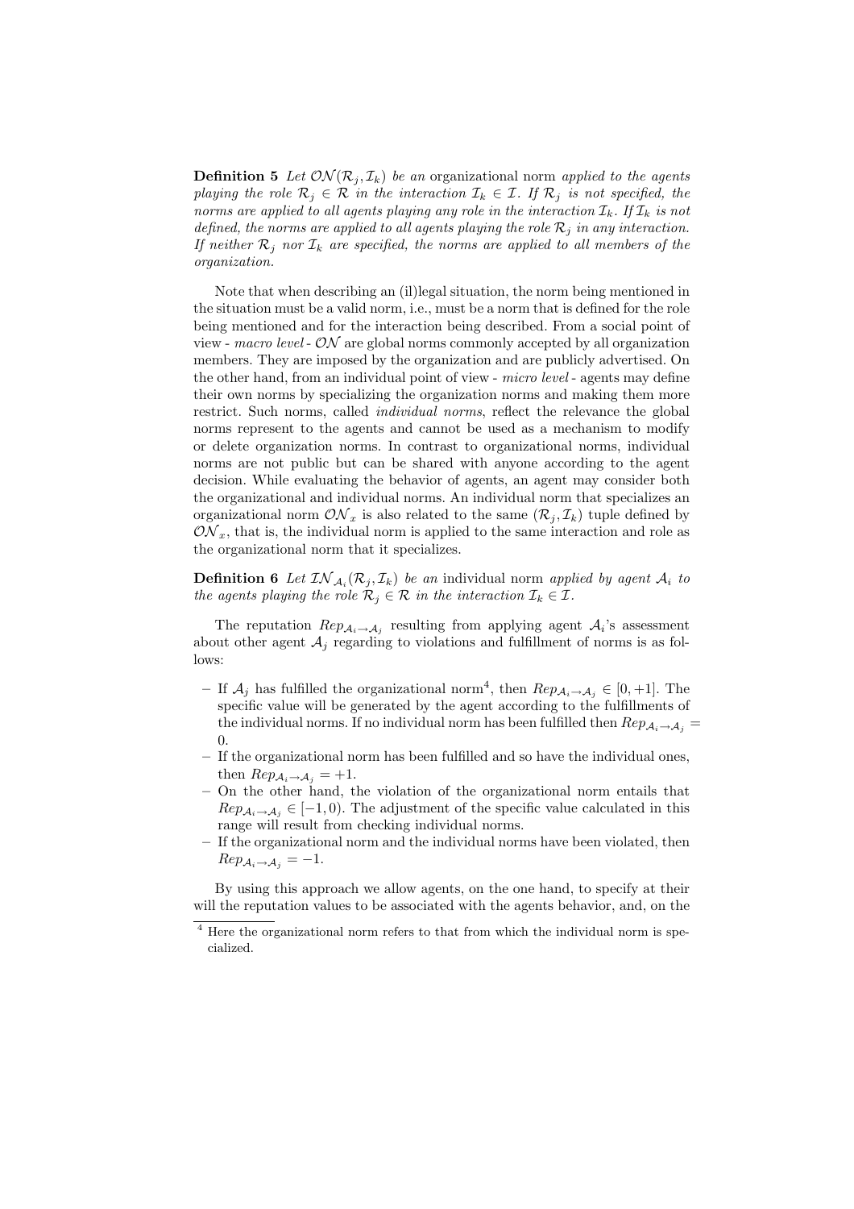**Definition 5** *Let $\mathcal{ON}(\mathcal{R}_j, \mathcal{I}_k)$ be an* organizational norm *applied to the agents playing the role $\mathcal{R}_j \in \mathcal{R}$ in the interaction $\mathcal{I}_k \in \mathcal{I}$. If $\mathcal{R}_j$ is not specified, the norms are applied to all agents playing any role in the interaction $\mathcal{I}_k$. If $\mathcal{I}_k$ is not defined, the norms are applied to all agents playing the role $\mathcal{R}_j$ in any interaction. If neither $\mathcal{R}_j$ nor $\mathcal{I}_k$ are specified, the norms are applied to all members of the organization.*

Note that when describing an (il)legal situation, the norm being mentioned in the situation must be a valid norm, i.e., must be a norm that is defined for the role being mentioned and for the interaction being described. From a social point of view - *macro level* - $\mathcal{ON}$ are global norms commonly accepted by all organization members. They are imposed by the organization and are publicly advertised. On the other hand, from an individual point of view - *micro level* - agents may define their own norms by specializing the organization norms and making them more restrict. Such norms, called *individual norms*, reflect the relevance the global norms represent to the agents and cannot be used as a mechanism to modify or delete organization norms. In contrast to organizational norms, individual norms are not public but can be shared with anyone according to the agent decision. While evaluating the behavior of agents, an agent may consider both the organizational and individual norms. An individual norm that specializes an organizational norm $\mathcal{ON}_x$ is also related to the same $(\mathcal{R}_j, \mathcal{I}_k)$ tuple defined by $\mathcal{ON}_x$, that is, the individual norm is applied to the same interaction and role as the organizational norm that it specializes.

**Definition 6** *Let $\mathcal{IN}_{\mathcal{A}_i}(\mathcal{R}_j, \mathcal{I}_k)$ be an* individual norm *applied by agent $\mathcal{A}_i$ to the agents playing the role $\mathcal{R}_j \in \mathcal{R}$ in the interaction $\mathcal{I}_k \in \mathcal{I}$.*

The reputation $Rep_{\mathcal{A}_i \rightarrow \mathcal{A}_j}$ resulting from applying agent $\mathcal{A}_i$'s assessment about other agent $\mathcal{A}_j$ regarding to violations and fulfillment of norms is as follows:

- If $\mathcal{A}_j$ has fulfilled the organizational norm[4], then $Rep_{\mathcal{A}_i \rightarrow \mathcal{A}_j} \in [0, +1]$. The specific value will be generated by the agent according to the fulfillments of the individual norms. If no individual norm has been fulfilled then $Rep_{\mathcal{A}_i \rightarrow \mathcal{A}_j} = 0$.
- If the organizational norm has been fulfilled and so have the individual ones, then $Rep_{\mathcal{A}_i \rightarrow \mathcal{A}_j} = +1$.
- On the other hand, the violation of the organizational norm entails that $Rep_{\mathcal{A}_i \rightarrow \mathcal{A}_j} \in [-1, 0)$. The adjustment of the specific value calculated in this range will result from checking individual norms.
- If the organizational norm and the individual norms have been violated, then $Rep_{\mathcal{A}_i \rightarrow \mathcal{A}_j} = -1$.

By using this approach we allow agents, on the one hand, to specify at their will the reputation values to be associated with the agents behavior, and, on the

[4] Here the organizational norm refers to that from which the individual norm is specialized.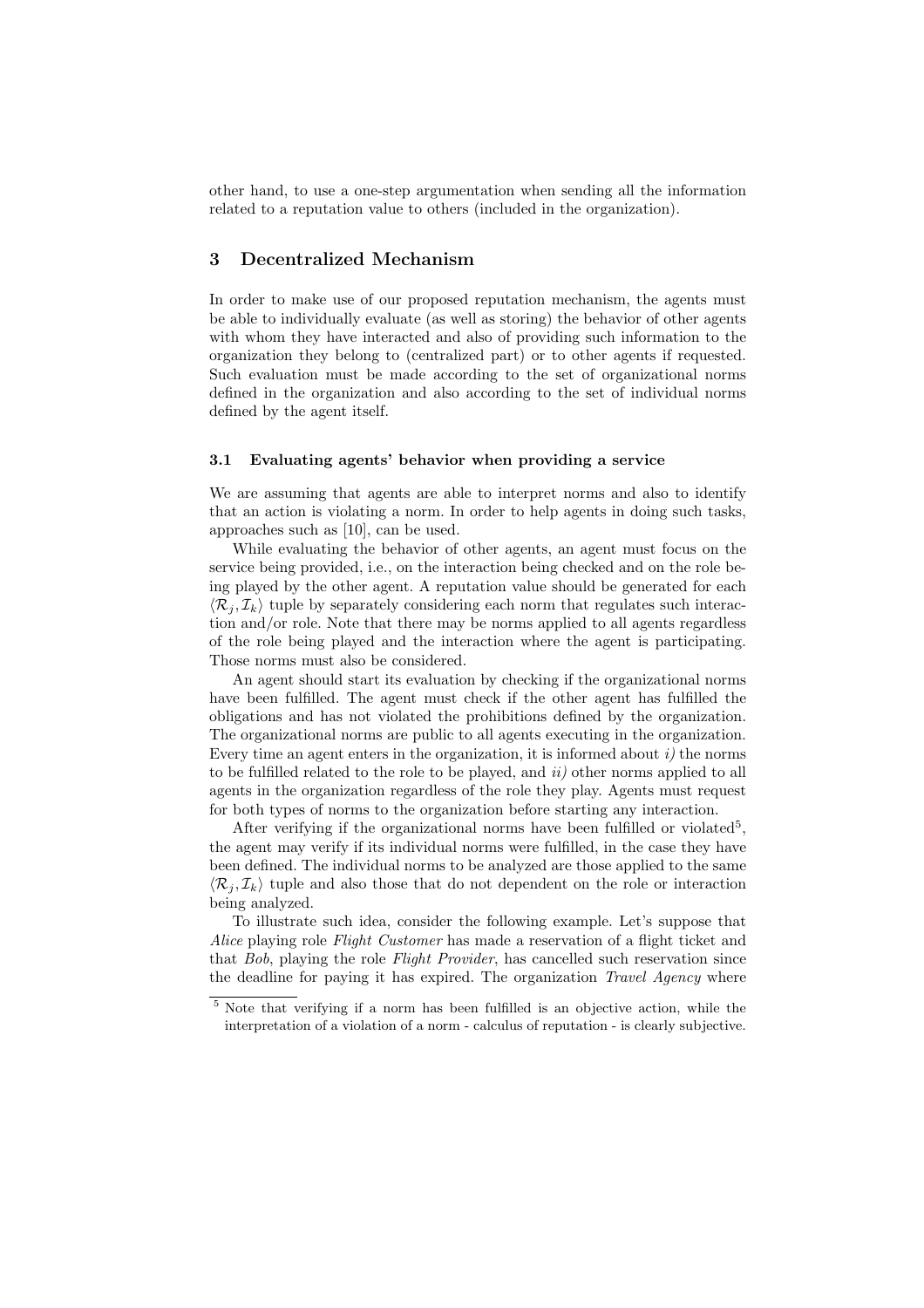other hand, to use a one-step argumentation when sending all the information related to a reputation value to others (included in the organization).

## 3 Decentralized Mechanism

In order to make use of our proposed reputation mechanism, the agents must be able to individually evaluate (as well as storing) the behavior of other agents with whom they have interacted and also of providing such information to the organization they belong to (centralized part) or to other agents if requested. Such evaluation must be made according to the set of organizational norms defined in the organization and also according to the set of individual norms defined by the agent itself.

### 3.1 Evaluating agents' behavior when providing a service

We are assuming that agents are able to interpret norms and also to identify that an action is violating a norm. In order to help agents in doing such tasks, approaches such as [10], can be used.

While evaluating the behavior of other agents, an agent must focus on the service being provided, i.e., on the interaction being checked and on the role being played by the other agent. A reputation value should be generated for each $\langle \mathcal{R}_j, \mathcal{I}_k \rangle$ tuple by separately considering each norm that regulates such interaction and/or role. Note that there may be norms applied to all agents regardless of the role being played and the interaction where the agent is participating. Those norms must also be considered.

An agent should start its evaluation by checking if the organizational norms have been fulfilled. The agent must check if the other agent has fulfilled the obligations and has not violated the prohibitions defined by the organization. The organizational norms are public to all agents executing in the organization. Every time an agent enters in the organization, it is informed about *i)* the norms to be fulfilled related to the role to be played, and *ii)* other norms applied to all agents in the organization regardless of the role they play. Agents must request for both types of norms to the organization before starting any interaction.

After verifying if the organizational norms have been fulfilled or violated[5], the agent may verify if its individual norms were fulfilled, in the case they have been defined. The individual norms to be analyzed are those applied to the same $\langle \mathcal{R}_j, \mathcal{I}_k \rangle$ tuple and also those that do not dependent on the role or interaction being analyzed.

To illustrate such idea, consider the following example. Let's suppose that *Alice* playing role *Flight Customer* has made a reservation of a flight ticket and that *Bob*, playing the role *Flight Provider*, has cancelled such reservation since the deadline for paying it has expired. The organization *Travel Agency* where

[5] Note that verifying if a norm has been fulfilled is an objective action, while the interpretation of a violation of a norm - calculus of reputation - is clearly subjective.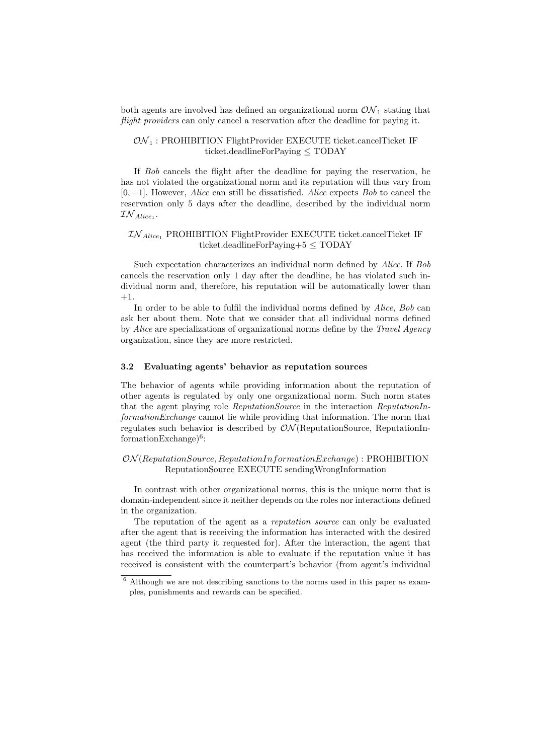both agents are involved has defined an organizational norm $\mathcal{ON}_1$ stating that *flight providers* can only cancel a reservation after the deadline for paying it.

$$\mathcal{ON}_1 : \text{PROHIBITION FlightProvider EXECUTE ticket.cancelTicket IF ticket.deadlineForPaying} \leq \text{TODAY}$$

If *Bob* cancels the flight after the deadline for paying the reservation, he has not violated the organizational norm and its reputation will thus vary from $[0, +1]$. However, *Alice* can still be dissatisfied. *Alice* expects *Bob* to cancel the reservation only 5 days after the deadline, described by the individual norm $\mathcal{IN}_{Alice_1}$.

$$\mathcal{IN}_{Alice_1} \text{ PROHIBITION FlightProvider EXECUTE ticket.cancelTicket IF ticket.deadlineForPaying+5} \leq \text{TODAY}$$

Such expectation characterizes an individual norm defined by *Alice*. If *Bob* cancels the reservation only 1 day after the deadline, he has violated such individual norm and, therefore, his reputation will be automatically lower than $+1$.

In order to be able to fulfil the individual norms defined by *Alice*, *Bob* can ask her about them. Note that we consider that all individual norms defined by *Alice* are specializations of organizational norms define by the *Travel Agency* organization, since they are more restricted.

### 3.2 Evaluating agents' behavior as reputation sources

The behavior of agents while providing information about the reputation of other agents is regulated by only one organizational norm. Such norm states that the agent playing role *ReputationSource* in the interaction *ReputationInformationExchange* cannot lie while providing that information. The norm that regulates such behavior is described by $\mathcal{ON}$(ReputationSource, ReputationInformationExchange)[6]:

$$\mathcal{ON}(ReputationSource, ReputationInformationExchange) : \text{PROHIBITION ReputationSource EXECUTE sendingWrongInformation}$$

In contrast with other organizational norms, this is the unique norm that is domain-independent since it neither depends on the roles nor interactions defined in the organization.

The reputation of the agent as a *reputation source* can only be evaluated after the agent that is receiving the information has interacted with the desired agent (the third party it requested for). After the interaction, the agent that has received the information is able to evaluate if the reputation value it has received is consistent with the counterpart's behavior (from agent's individual

[6] Although we are not describing sanctions to the norms used in this paper as examples, punishments and rewards can be specified.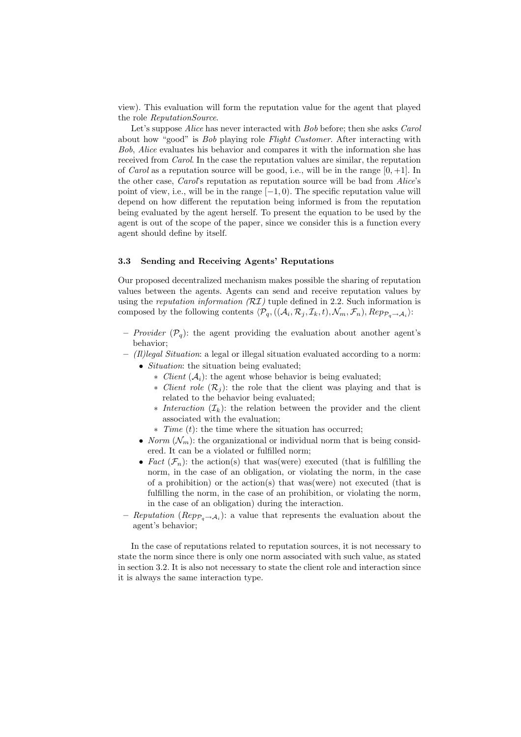view). This evaluation will form the reputation value for the agent that played the role *ReputationSource*.

Let's suppose *Alice* has never interacted with *Bob* before; then she asks *Carol* about how "good" is *Bob* playing role *Flight Customer*. After interacting with *Bob*, *Alice* evaluates his behavior and compares it with the information she has received from *Carol*. In the case the reputation values are similar, the reputation of *Carol* as a reputation source will be good, i.e., will be in the range $[0, +1]$. In the other case, *Carol*'s reputation as reputation source will be bad from *Alice*'s point of view, i.e., will be in the range $[-1, 0)$. The specific reputation value will depend on how different the reputation being informed is from the reputation being evaluated by the agent herself. To present the equation to be used by the agent is out of the scope of the paper, since we consider this is a function every agent should define by itself.

### 3.3 Sending and Receiving Agents' Reputations

Our proposed decentralized mechanism makes possible the sharing of reputation values between the agents. Agents can send and receive reputation values by using the *reputation information ($\mathcal{RI}$)* tuple defined in 2.2. Such information is composed by the following contents $\langle \mathcal{P}_q, ((\mathcal{A}_i, \mathcal{R}_j, \mathcal{I}_k, t), \mathcal{N}_m, \mathcal{F}_n), Rep_{\mathcal{P}_q \rightarrow \mathcal{A}_i} \rangle$:

- *Provider* ($\mathcal{P}_q$): the agent providing the evaluation about another agent's behavior;
- *(Il)legal Situation*: a legal or illegal situation evaluated according to a norm:
  - *Situation*: the situation being evaluated;
    - *Client* ($\mathcal{A}_i$): the agent whose behavior is being evaluated;
    - *Client role* ($\mathcal{R}_j$): the role that the client was playing and that is related to the behavior being evaluated;
    - *Interaction* ($\mathcal{I}_k$): the relation between the provider and the client associated with the evaluation;
    - *Time* ($t$): the time where the situation has occurred;
  - *Norm* ($\mathcal{N}_m$): the organizational or individual norm that is being considered. It can be a violated or fulfilled norm;
  - *Fact* ($\mathcal{F}_n$): the action(s) that was(were) executed (that is fulfilling the norm, in the case of an obligation, or violating the norm, in the case of a prohibition) or the action(s) that was(were) not executed (that is fulfilling the norm, in the case of an prohibition, or violating the norm, in the case of an obligation) during the interaction.
- *Reputation* ($Rep_{\mathcal{P}_q \rightarrow \mathcal{A}_i}$): a value that represents the evaluation about the agent's behavior;

In the case of reputations related to reputation sources, it is not necessary to state the norm since there is only one norm associated with such value, as stated in section 3.2. It is also not necessary to state the client role and interaction since it is always the same interaction type.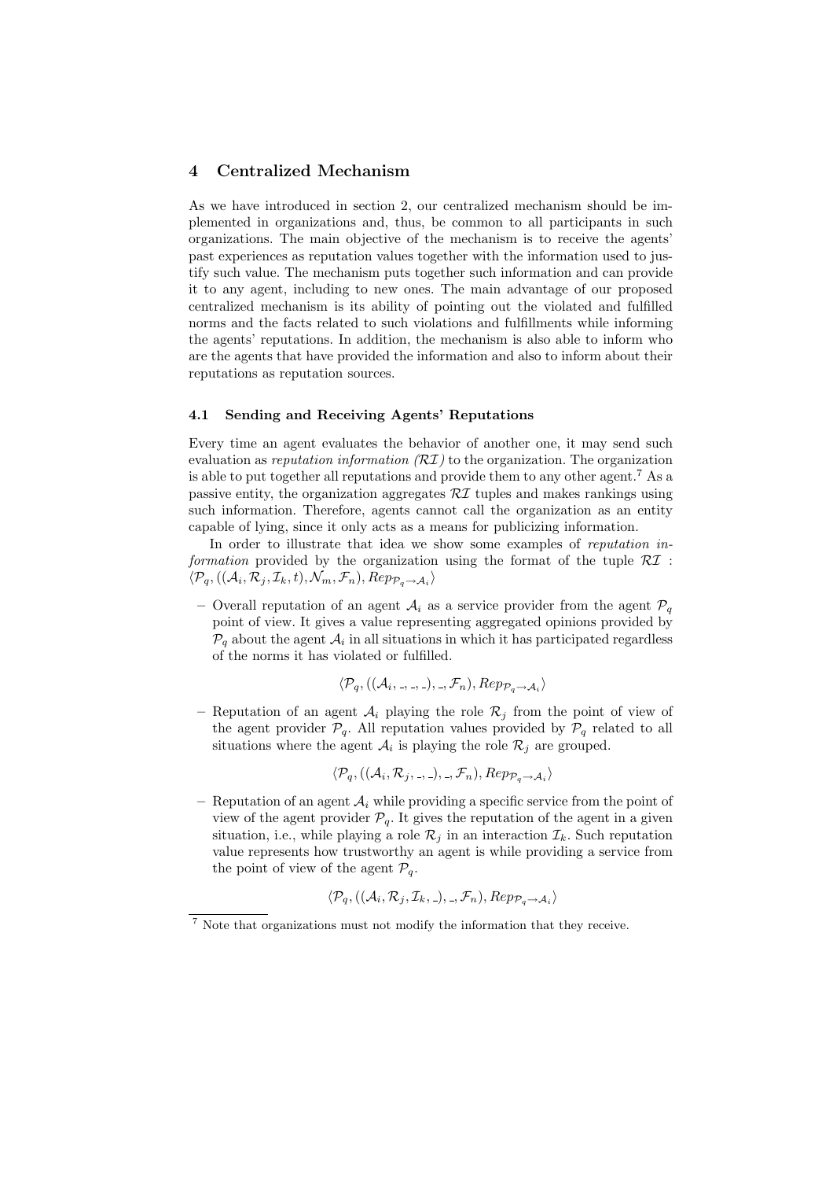## 4 Centralized Mechanism

As we have introduced in section 2, our centralized mechanism should be implemented in organizations and, thus, be common to all participants in such organizations. The main objective of the mechanism is to receive the agents' past experiences as reputation values together with the information used to justify such value. The mechanism puts together such information and can provide it to any agent, including to new ones. The main advantage of our proposed centralized mechanism is its ability of pointing out the violated and fulfilled norms and the facts related to such violations and fulfillments while informing the agents' reputations. In addition, the mechanism is also able to inform who are the agents that have provided the information and also to inform about their reputations as reputation sources.

### 4.1 Sending and Receiving Agents' Reputations

Every time an agent evaluates the behavior of another one, it may send such evaluation as *reputation information ($\mathcal{RI}$)* to the organization. The organization is able to put together all reputations and provide them to any other agent.[7] As a passive entity, the organization aggregates $\mathcal{RI}$ tuples and makes rankings using such information. Therefore, agents cannot call the organization as an entity capable of lying, since it only acts as a means for publicizing information.

In order to illustrate that idea we show some examples of *reputation information* provided by the organization using the format of the tuple $\mathcal{RI}$ : $\langle \mathcal{P}_q, ((\mathcal{A}_i, \mathcal{R}_j, \mathcal{I}_k, t), \mathcal{N}_m, \mathcal{F}_n), Rep_{\mathcal{P}_q \rightarrow \mathcal{A}_i} \rangle$

- Overall reputation of an agent $\mathcal{A}_i$ as a service provider from the agent $\mathcal{P}_q$ point of view. It gives a value representing aggregated opinions provided by $\mathcal{P}_q$ about the agent $\mathcal{A}_i$ in all situations in which it has participated regardless of the norms it has violated or fulfilled.

$$\langle \mathcal{P}_q, ((\mathcal{A}_i, \_, \_, \_), \_, \mathcal{F}_n), Rep_{\mathcal{P}_q \rightarrow \mathcal{A}_i} \rangle$$

- Reputation of an agent $\mathcal{A}_i$ playing the role $\mathcal{R}_j$ from the point of view of the agent provider $\mathcal{P}_q$. All reputation values provided by $\mathcal{P}_q$ related to all situations where the agent $\mathcal{A}_i$ is playing the role $\mathcal{R}_j$ are grouped.

$$\langle \mathcal{P}_q, ((\mathcal{A}_i, \mathcal{R}_j, \_, \_), \_, \mathcal{F}_n), Rep_{\mathcal{P}_q \rightarrow \mathcal{A}_i} \rangle$$

- Reputation of an agent $\mathcal{A}_i$ while providing a specific service from the point of view of the agent provider $\mathcal{P}_q$. It gives the reputation of the agent in a given situation, i.e., while playing a role $\mathcal{R}_j$ in an interaction $\mathcal{I}_k$. Such reputation value represents how trustworthy an agent is while providing a service from the point of view of the agent $\mathcal{P}_q$.

$$\langle \mathcal{P}_q, ((\mathcal{A}_i, \mathcal{R}_j, \mathcal{I}_k, \_), \_, \mathcal{F}_n), Rep_{\mathcal{P}_q \rightarrow \mathcal{A}_i} \rangle$$

[7] Note that organizations must not modify the information that they receive.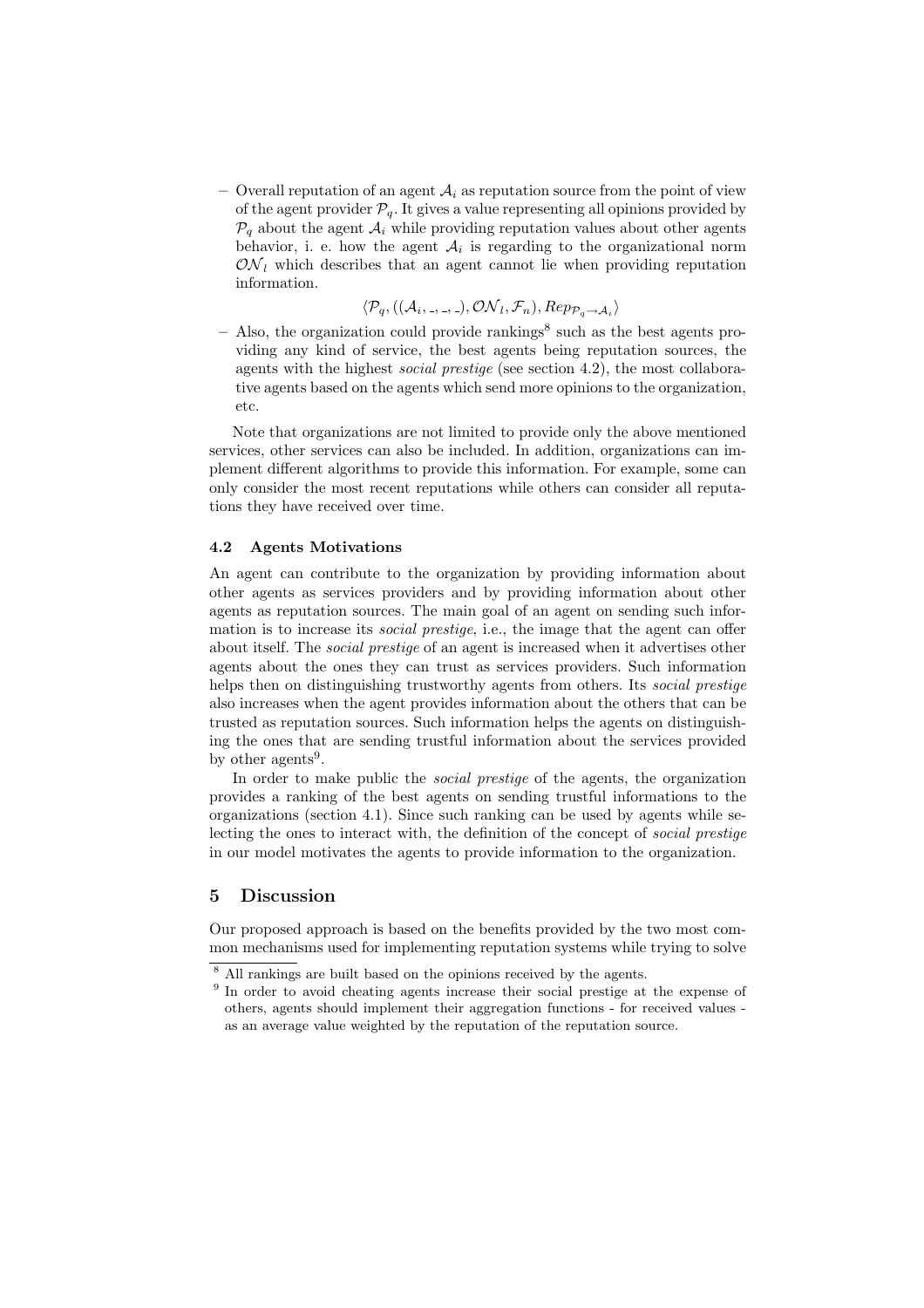- Overall reputation of an agent $\mathcal{A}_i$ as reputation source from the point of view of the agent provider $\mathcal{P}_q$. It gives a value representing all opinions provided by $\mathcal{P}_q$ about the agent $\mathcal{A}_i$ while providing reputation values about other agents behavior, i. e. how the agent $\mathcal{A}_i$ is regarding to the organizational norm $\mathcal{ON}_l$ which describes that an agent cannot lie when providing reputation information.

$$\langle \mathcal{P}_q, ((\mathcal{A}_i, \_, \_, \_), \mathcal{ON}_l, \mathcal{F}_n), Rep_{\mathcal{P}_q \rightarrow \mathcal{A}_i} \rangle$$

- Also, the organization could provide rankings[8] such as the best agents providing any kind of service, the best agents being reputation sources, the agents with the highest *social prestige* (see section 4.2), the most collaborative agents based on the agents which send more opinions to the organization, etc.

Note that organizations are not limited to provide only the above mentioned services, other services can also be included. In addition, organizations can implement different algorithms to provide this information. For example, some can only consider the most recent reputations while others can consider all reputations they have received over time.

### 4.2 Agents Motivations

An agent can contribute to the organization by providing information about other agents as services providers and by providing information about other agents as reputation sources. The main goal of an agent on sending such information is to increase its *social prestige*, i.e., the image that the agent can offer about itself. The *social prestige* of an agent is increased when it advertises other agents about the ones they can trust as services providers. Such information helps then on distinguishing trustworthy agents from others. Its *social prestige* also increases when the agent provides information about the others that can be trusted as reputation sources. Such information helps the agents on distinguishing the ones that are sending trustful information about the services provided by other agents[9].

In order to make public the *social prestige* of the agents, the organization provides a ranking of the best agents on sending trustful informations to the organizations (section 4.1). Since such ranking can be used by agents while selecting the ones to interact with, the definition of the concept of *social prestige* in our model motivates the agents to provide information to the organization.

## 5 Discussion

Our proposed approach is based on the benefits provided by the two most common mechanisms used for implementing reputation systems while trying to solve

---

[8] All rankings are built based on the opinions received by the agents.

[9] In order to avoid cheating agents increase their social prestige at the expense of others, agents should implement their aggregation functions - for received values - as an average value weighted by the reputation of the reputation source.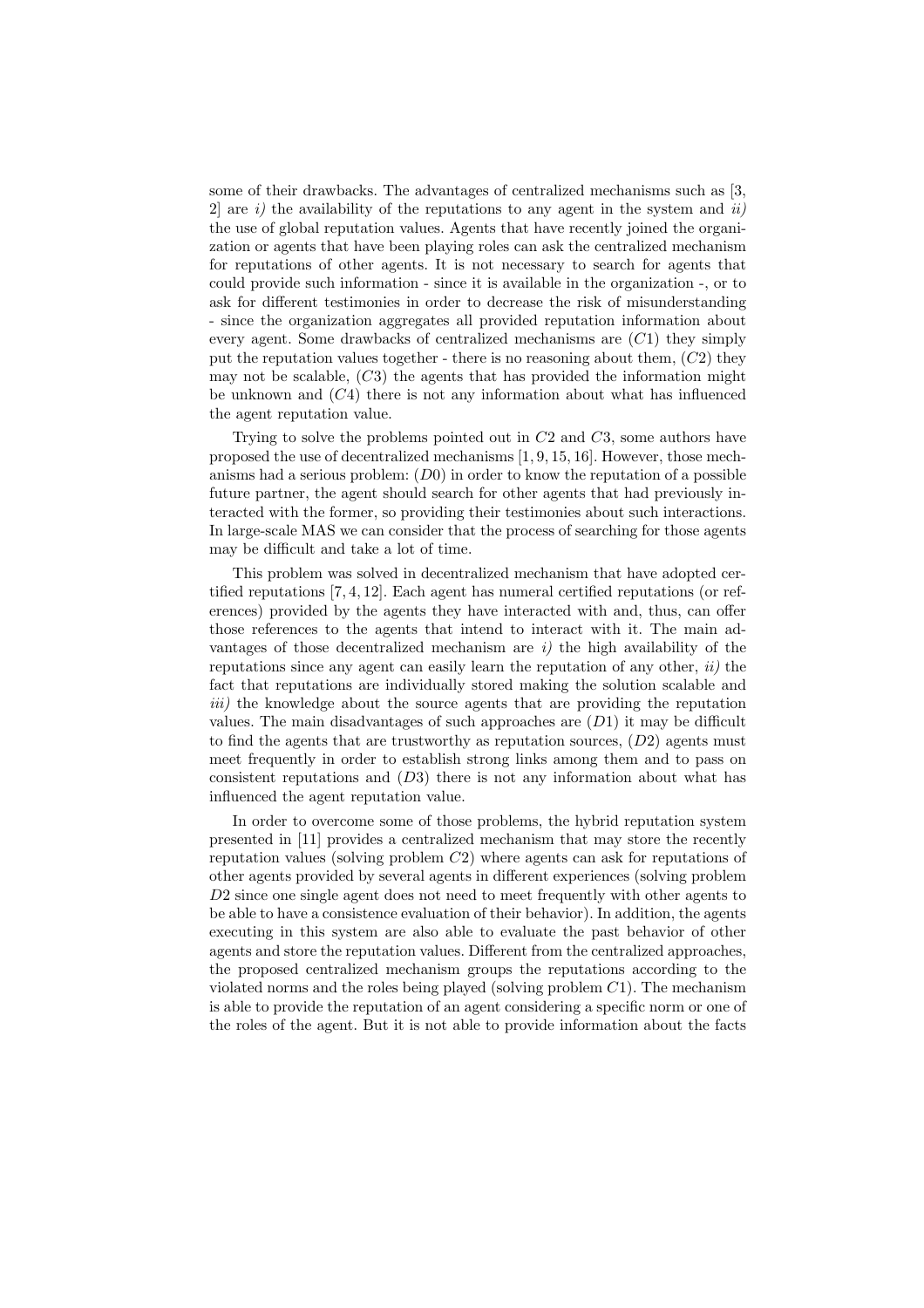some of their drawbacks. The advantages of centralized mechanisms such as [3, 2] are *i)* the availability of the reputations to any agent in the system and *ii)* the use of global reputation values. Agents that have recently joined the organization or agents that have been playing roles can ask the centralized mechanism for reputations of other agents. It is not necessary to search for agents that could provide such information - since it is available in the organization -, or to ask for different testimonies in order to decrease the risk of misunderstanding - since the organization aggregates all provided reputation information about every agent. Some drawbacks of centralized mechanisms are ($C1$) they simply put the reputation values together - there is no reasoning about them, ($C2$) they may not be scalable, ($C3$) the agents that has provided the information might be unknown and ($C4$) there is not any information about what has influenced the agent reputation value.

Trying to solve the problems pointed out in $C2$ and $C3$, some authors have proposed the use of decentralized mechanisms [1, 9, 15, 16]. However, those mechanisms had a serious problem: ($D0$) in order to know the reputation of a possible future partner, the agent should search for other agents that had previously interacted with the former, so providing their testimonies about such interactions. In large-scale MAS we can consider that the process of searching for those agents may be difficult and take a lot of time.

This problem was solved in decentralized mechanism that have adopted certified reputations [7, 4, 12]. Each agent has numeral certified reputations (or references) provided by the agents they have interacted with and, thus, can offer those references to the agents that intend to interact with it. The main advantages of those decentralized mechanism are *i)* the high availability of the reputations since any agent can easily learn the reputation of any other, *ii)* the fact that reputations are individually stored making the solution scalable and *iii)* the knowledge about the source agents that are providing the reputation values. The main disadvantages of such approaches are ($D1$) it may be difficult to find the agents that are trustworthy as reputation sources, ($D2$) agents must meet frequently in order to establish strong links among them and to pass on consistent reputations and ($D3$) there is not any information about what has influenced the agent reputation value.

In order to overcome some of those problems, the hybrid reputation system presented in [11] provides a centralized mechanism that may store the recently reputation values (solving problem $C2$) where agents can ask for reputations of other agents provided by several agents in different experiences (solving problem $D2$ since one single agent does not need to meet frequently with other agents to be able to have a consistence evaluation of their behavior). In addition, the agents executing in this system are also able to evaluate the past behavior of other agents and store the reputation values. Different from the centralized approaches, the proposed centralized mechanism groups the reputations according to the violated norms and the roles being played (solving problem $C1$). The mechanism is able to provide the reputation of an agent considering a specific norm or one of the roles of the agent. But it is not able to provide information about the facts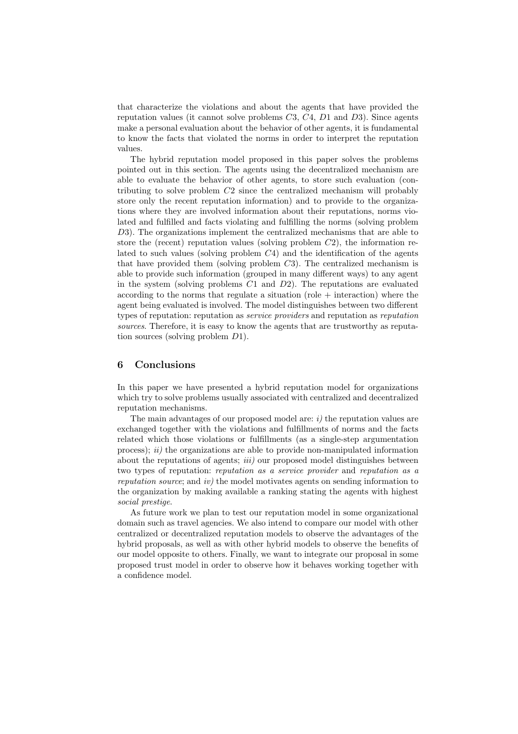that characterize the violations and about the agents that have provided the reputation values (it cannot solve problems $C3$, $C4$, $D1$ and $D3$). Since agents make a personal evaluation about the behavior of other agents, it is fundamental to know the facts that violated the norms in order to interpret the reputation values.

The hybrid reputation model proposed in this paper solves the problems pointed out in this section. The agents using the decentralized mechanism are able to evaluate the behavior of other agents, to store such evaluation (contributing to solve problem $C2$ since the centralized mechanism will probably store only the recent reputation information) and to provide to the organizations where they are involved information about their reputations, norms violated and fulfilled and facts violating and fulfilling the norms (solving problem $D3$). The organizations implement the centralized mechanisms that are able to store the (recent) reputation values (solving problem $C2$), the information related to such values (solving problem $C4$) and the identification of the agents that have provided them (solving problem $C3$). The centralized mechanism is able to provide such information (grouped in many different ways) to any agent in the system (solving problems $C1$ and $D2$). The reputations are evaluated according to the norms that regulate a situation (role + interaction) where the agent being evaluated is involved. The model distinguishes between two different types of reputation: reputation as *service providers* and reputation as *reputation sources*. Therefore, it is easy to know the agents that are trustworthy as reputation sources (solving problem $D1$).

## 6 Conclusions

In this paper we have presented a hybrid reputation model for organizations which try to solve problems usually associated with centralized and decentralized reputation mechanisms.

The main advantages of our proposed model are: *i)* the reputation values are exchanged together with the violations and fulfillments of norms and the facts related which those violations or fulfillments (as a single-step argumentation process); *ii)* the organizations are able to provide non-manipulated information about the reputations of agents; *iii)* our proposed model distinguishes between two types of reputation: *reputation as a service provider* and *reputation as a reputation source*; and *iv)* the model motivates agents on sending information to the organization by making available a ranking stating the agents with highest *social prestige*.

As future work we plan to test our reputation model in some organizational domain such as travel agencies. We also intend to compare our model with other centralized or decentralized reputation models to observe the advantages of the hybrid proposals, as well as with other hybrid models to observe the benefits of our model opposite to others. Finally, we want to integrate our proposal in some proposed trust model in order to observe how it behaves working together with a confidence model.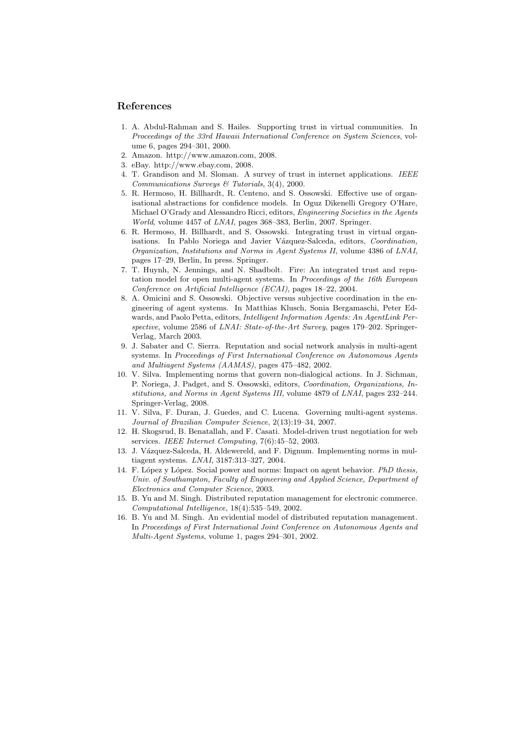## References

1. A. Abdul-Rahman and S. Hailes. Supporting trust in virtual communities. In *Proceedings of the 33rd Hawaii International Conference on System Sciences*, volume 6, pages 294–301, 2000.
2. Amazon. http://www.amazon.com, 2008.
3. eBay. http://www.ebay.com, 2008.
4. T. Grandison and M. Sloman. A survey of trust in internet applications. *IEEE Communications Surveys & Tutorials*, 3(4), 2000.
5. R. Hermoso, H. Billhardt, R. Centeno, and S. Ossowski. Effective use of organisational abstractions for confidence models. In Oguz Dikenelli Gregory O'Hare, Michael O'Grady and Alessandro Ricci, editors, *Engineering Societies in the Agents World*, volume 4457 of *LNAI*, pages 368–383, Berlin, 2007. Springer.
6. R. Hermoso, H. Billhardt, and S. Ossowski. Integrating trust in virtual organisations. In Pablo Noriega and Javier Vázquez-Salceda, editors, *Coordination, Organization, Institutions and Norms in Agent Systems II*, volume 4386 of *LNAI*, pages 17–29, Berlin, In press. Springer.
7. T. Huynh, N. Jennings, and N. Shadbolt. Fire: An integrated trust and reputation model for open multi-agent systems. In *Proceedings of the 16th European Conference on Artificial Intelligence (ECAI)*, pages 18–22, 2004.
8. A. Omicini and S. Ossowski. Objective versus subjective coordination in the engineering of agent systems. In Matthias Klusch, Sonia Bergamaschi, Peter Edwards, and Paolo Petta, editors, *Intelligent Information Agents: An AgentLink Perspective*, volume 2586 of *LNAI: State-of-the-Art Survey*, pages 179–202. Springer-Verlag, March 2003.
9. J. Sabater and C. Sierra. Reputation and social network analysis in multi-agent systems. In *Proceedings of First International Conference on Autonomous Agents and Multiagent Systems (AAMAS)*, pages 475–482, 2002.
10. V. Silva. Implementing norms that govern non-dialogical actions. In J. Sichman, P. Noriega, J. Padget, and S. Ossowski, editors, *Coordination, Organizations, Institutions, and Norms in Agent Systems III*, volume 4879 of *LNAI*, pages 232–244. Springer-Verlag, 2008.
11. V. Silva, F. Duran, J. Guedes, and C. Lucena. Governing multi-agent systems. *Journal of Brazilian Computer Science*, 2(13):19–34, 2007.
12. H. Skogsrud, B. Benatallah, and F. Casati. Model-driven trust negotiation for web services. *IEEE Internet Computing*, 7(6):45–52, 2003.
13. J. Vázquez-Salceda, H. Aldewereld, and F. Dignum. Implementing norms in multiagent systems. *LNAI*, 3187:313–327, 2004.
14. F. López y López. Social power and norms: Impact on agent behavior. *PhD thesis, Univ. of Southampton, Faculty of Engineering and Applied Science, Department of Electronics and Computer Science*, 2003.
15. B. Yu and M. Singh. Distributed reputation management for electronic commerce. *Computational Intelligence*, 18(4):535–549, 2002.
16. B. Yu and M. Singh. An evidential model of distributed reputation management. In *Proceedings of First International Joint Conference on Autonomous Agents and Multi-Agent Systems*, volume 1, pages 294–301, 2002.